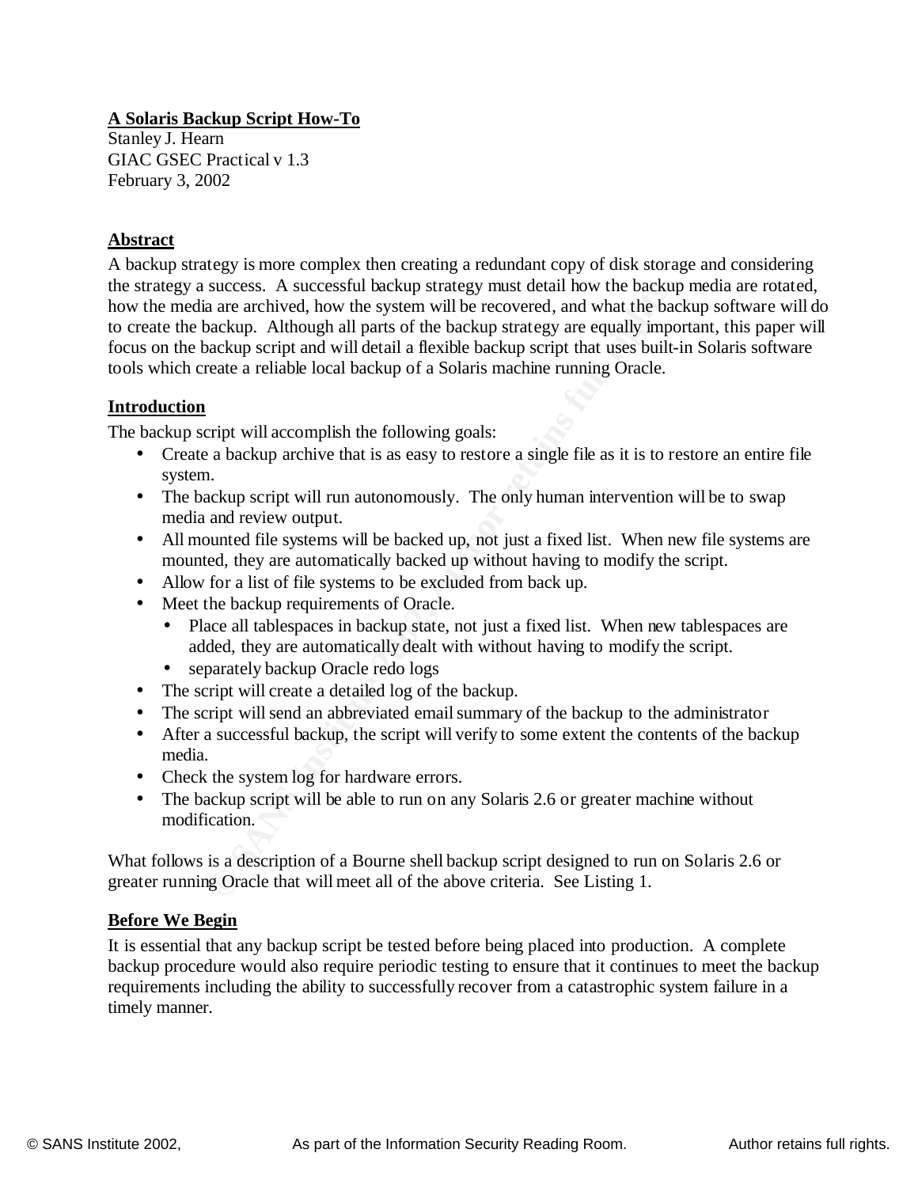**A Solaris Backup Script How-To**
Stanley J. Hearn
GIAC GSEC Practical v 1.3
February 3, 2002

## Abstract

A backup strategy is more complex then creating a redundant copy of disk storage and considering the strategy a success. A successful backup strategy must detail how the backup media are rotated, how the media are archived, how the system will be recovered, and what the backup software will do to create the backup. Although all parts of the backup strategy are equally important, this paper will focus on the backup script and will detail a flexible backup script that uses built-in Solaris software tools which create a reliable local backup of a Solaris machine running Oracle.

## Introduction

The backup script will accomplish the following goals:

- Create a backup archive that is as easy to restore a single file as it is to restore an entire file system.
- The backup script will run autonomously. The only human intervention will be to swap media and review output.
- All mounted file systems will be backed up, not just a fixed list. When new file systems are mounted, they are automatically backed up without having to modify the script.
- Allow for a list of file systems to be excluded from back up.
- Meet the backup requirements of Oracle.
  - Place all tablespaces in backup state, not just a fixed list. When new tablespaces are added, they are automatically dealt with without having to modify the script.
  - separately backup Oracle redo logs
- The script will create a detailed log of the backup.
- The script will send an abbreviated email summary of the backup to the administrator
- After a successful backup, the script will verify to some extent the contents of the backup media.
- Check the system log for hardware errors.
- The backup script will be able to run on any Solaris 2.6 or greater machine without modification.

What follows is a description of a Bourne shell backup script designed to run on Solaris 2.6 or greater running Oracle that will meet all of the above criteria. See Listing 1.

## Before We Begin

It is essential that any backup script be tested before being placed into production. A complete backup procedure would also require periodic testing to ensure that it continues to meet the backup requirements including the ability to successfully recover from a catastrophic system failure in a timely manner.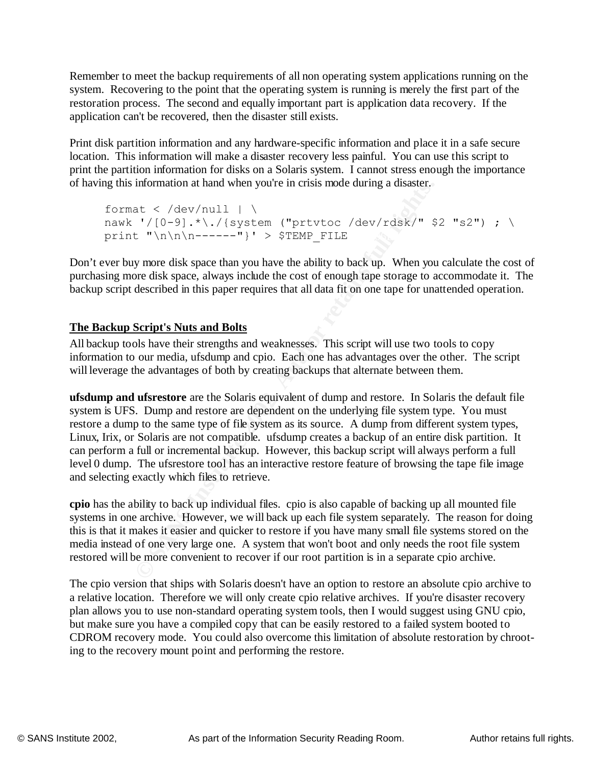Remember to meet the backup requirements of all non operating system applications running on the system. Recovering to the point that the operating system is running is merely the first part of the restoration process. The second and equally important part is application data recovery. If the application can't be recovered, then the disaster still exists.

Print disk partition information and any hardware-specific information and place it in a safe secure location. This information will make a disaster recovery less painful. You can use this script to print the partition information for disks on a Solaris system. I cannot stress enough the importance of having this information at hand when you're in crisis mode during a disaster.

```
format < /dev/null | \
nawk '/[0-9].*\./{system ("prtvtoc /dev/rdsk/" $2 "s2") ; \
print "\n\n\n------"}' > $TEMP_FILE
```

Don't ever buy more disk space than you have the ability to back up. When you calculate the cost of purchasing more disk space, always include the cost of enough tape storage to accommodate it. The backup script described in this paper requires that all data fit on one tape for unattended operation.

## The Backup Script's Nuts and Bolts

All backup tools have their strengths and weaknesses. This script will use two tools to copy information to our media, ufsdump and cpio. Each one has advantages over the other. The script will leverage the advantages of both by creating backups that alternate between them.

**ufsdump and ufsrestore** are the Solaris equivalent of dump and restore. In Solaris the default file system is UFS. Dump and restore are dependent on the underlying file system type. You must restore a dump to the same type of file system as its source. A dump from different system types, Linux, Irix, or Solaris are not compatible. ufsdump creates a backup of an entire disk partition. It can perform a full or incremental backup. However, this backup script will always perform a full level 0 dump. The ufsrestore tool has an interactive restore feature of browsing the tape file image and selecting exactly which files to retrieve.

**cpio** has the ability to back up individual files. cpio is also capable of backing up all mounted file systems in one archive. However, we will back up each file system separately. The reason for doing this is that it makes it easier and quicker to restore if you have many small file systems stored on the media instead of one very large one. A system that won't boot and only needs the root file system restored will be more convenient to recover if our root partition is in a separate cpio archive.

The cpio version that ships with Solaris doesn't have an option to restore an absolute cpio archive to a relative location. Therefore we will only create cpio relative archives. If you're disaster recovery plan allows you to use non-standard operating system tools, then I would suggest using GNU cpio, but make sure you have a compiled copy that can be easily restored to a failed system booted to CDROM recovery mode. You could also overcome this limitation of absolute restoration by chroot-ing to the recovery mount point and performing the restore.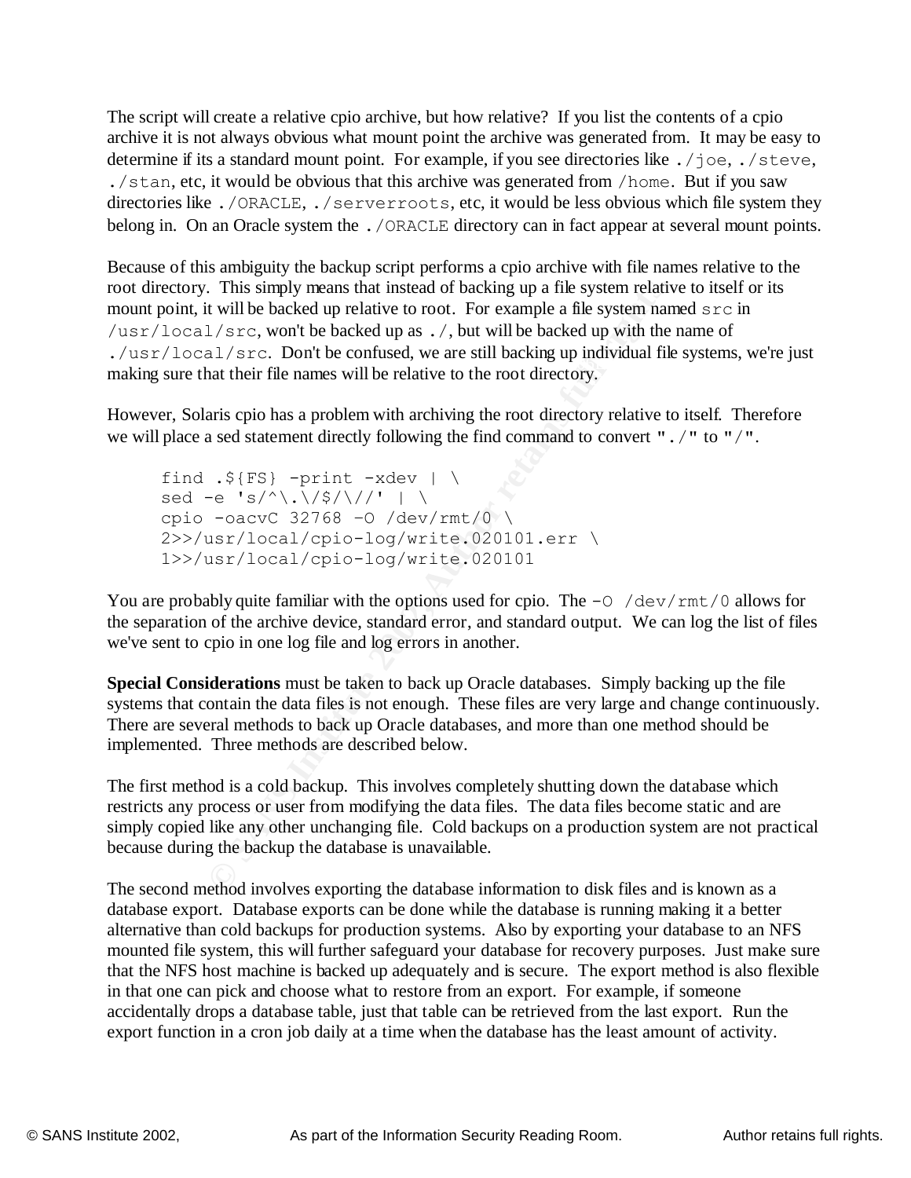The script will create a relative cpio archive, but how relative? If you list the contents of a cpio archive it is not always obvious what mount point the archive was generated from. It may be easy to determine if its a standard mount point. For example, if you see directories like `./joe`, `./steve`, `./stan`, etc, it would be obvious that this archive was generated from `/home`. But if you saw directories like `./ORACLE`, `./serverroots`, etc, it would be less obvious which file system they belong in. On an Oracle system the `./ORACLE` directory can in fact appear at several mount points.

Because of this ambiguity the backup script performs a cpio archive with file names relative to the root directory. This simply means that instead of backing up a file system relative to itself or its mount point, it will be backed up relative to root. For example a file system named `src` in `/usr/local/src`, won't be backed up as `./`, but will be backed up with the name of `./usr/local/src`. Don't be confused, we are still backing up individual file systems, we're just making sure that their file names will be relative to the root directory.

However, Solaris cpio has a problem with archiving the root directory relative to itself. Therefore we will place a sed statement directly following the find command to convert "`./`" to "`/`".

```
find .${FS} -print -xdev | \
sed -e 's/^\.\/$/\//' | \
cpio -oacvC 32768 –O /dev/rmt/0 \
2>>/usr/local/cpio-log/write.020101.err \
1>>/usr/local/cpio-log/write.020101
```

You are probably quite familiar with the options used for cpio. The `-O /dev/rmt/0` allows for the separation of the archive device, standard error, and standard output. We can log the list of files we've sent to cpio in one log file and log errors in another.

**Special Considerations** must be taken to back up Oracle databases. Simply backing up the file systems that contain the data files is not enough. These files are very large and change continuously. There are several methods to back up Oracle databases, and more than one method should be implemented. Three methods are described below.

The first method is a cold backup. This involves completely shutting down the database which restricts any process or user from modifying the data files. The data files become static and are simply copied like any other unchanging file. Cold backups on a production system are not practical because during the backup the database is unavailable.

The second method involves exporting the database information to disk files and is known as a database export. Database exports can be done while the database is running making it a better alternative than cold backups for production systems. Also by exporting your database to an NFS mounted file system, this will further safeguard your database for recovery purposes. Just make sure that the NFS host machine is backed up adequately and is secure. The export method is also flexible in that one can pick and choose what to restore from an export. For example, if someone accidentally drops a database table, just that table can be retrieved from the last export. Run the export function in a cron job daily at a time when the database has the least amount of activity.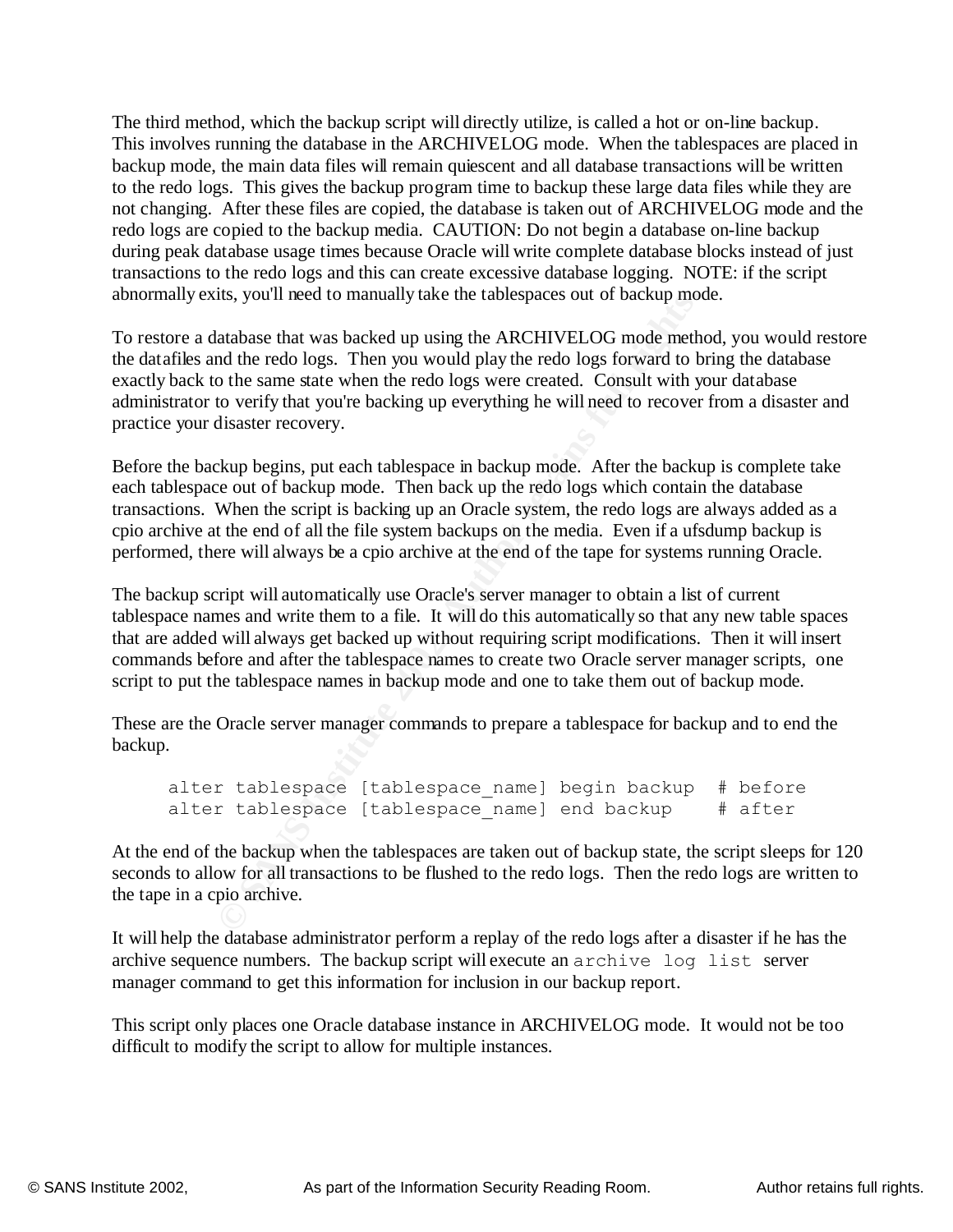The third method, which the backup script will directly utilize, is called a hot or on-line backup. This involves running the database in the ARCHIVELOG mode. When the tablespaces are placed in backup mode, the main data files will remain quiescent and all database transactions will be written to the redo logs. This gives the backup program time to backup these large data files while they are not changing. After these files are copied, the database is taken out of ARCHIVELOG mode and the redo logs are copied to the backup media. CAUTION: Do not begin a database on-line backup during peak database usage times because Oracle will write complete database blocks instead of just transactions to the redo logs and this can create excessive database logging. NOTE: if the script abnormally exits, you'll need to manually take the tablespaces out of backup mode.

To restore a database that was backed up using the ARCHIVELOG mode method, you would restore the datafiles and the redo logs. Then you would play the redo logs forward to bring the database exactly back to the same state when the redo logs were created. Consult with your database administrator to verify that you're backing up everything he will need to recover from a disaster and practice your disaster recovery.

Before the backup begins, put each tablespace in backup mode. After the backup is complete take each tablespace out of backup mode. Then back up the redo logs which contain the database transactions. When the script is backing up an Oracle system, the redo logs are always added as a cpio archive at the end of all the file system backups on the media. Even if a ufsdump backup is performed, there will always be a cpio archive at the end of the tape for systems running Oracle.

The backup script will automatically use Oracle's server manager to obtain a list of current tablespace names and write them to a file. It will do this automatically so that any new table spaces that are added will always get backed up without requiring script modifications. Then it will insert commands before and after the tablespace names to create two Oracle server manager scripts, one script to put the tablespace names in backup mode and one to take them out of backup mode.

These are the Oracle server manager commands to prepare a tablespace for backup and to end the backup.

```
alter tablespace [tablespace_name] begin backup  # before
alter tablespace [tablespace_name] end backup    # after
```

At the end of the backup when the tablespaces are taken out of backup state, the script sleeps for 120 seconds to allow for all transactions to be flushed to the redo logs. Then the redo logs are written to the tape in a cpio archive.

It will help the database administrator perform a replay of the redo logs after a disaster if he has the archive sequence numbers. The backup script will execute an `archive log list` server manager command to get this information for inclusion in our backup report.

This script only places one Oracle database instance in ARCHIVELOG mode. It would not be too difficult to modify the script to allow for multiple instances.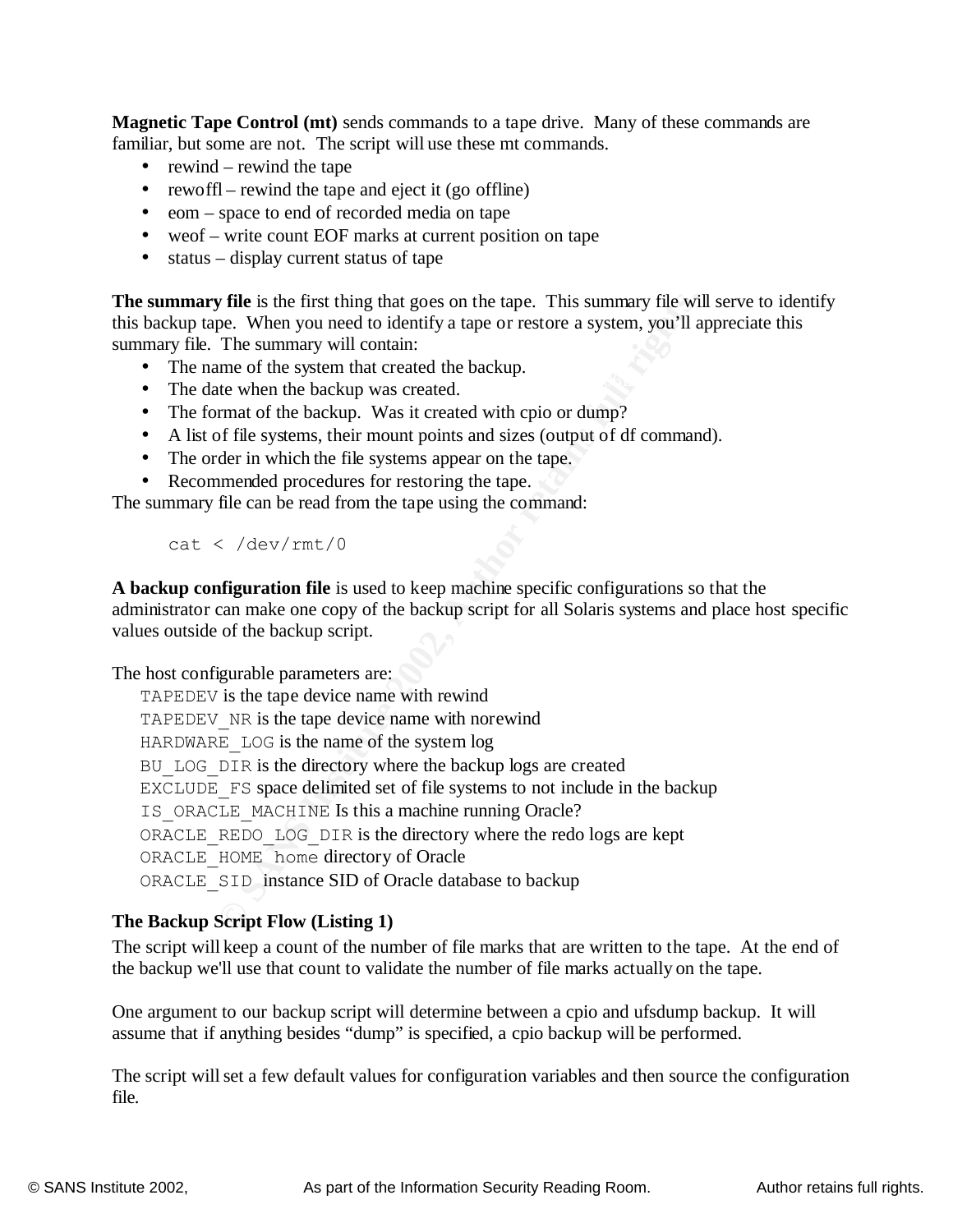**Magnetic Tape Control (mt)** sends commands to a tape drive. Many of these commands are familiar, but some are not. The script will use these mt commands.

- rewind – rewind the tape
- rewoffl – rewind the tape and eject it (go offline)
- eom – space to end of recorded media on tape
- weof – write count EOF marks at current position on tape
- status – display current status of tape

**The summary file** is the first thing that goes on the tape. This summary file will serve to identify this backup tape. When you need to identify a tape or restore a system, you'll appreciate this summary file. The summary will contain:

- The name of the system that created the backup.
- The date when the backup was created.
- The format of the backup. Was it created with cpio or dump?
- A list of file systems, their mount points and sizes (output of df command).
- The order in which the file systems appear on the tape.
- Recommended procedures for restoring the tape.

The summary file can be read from the tape using the command:

```
cat < /dev/rmt/0
```

**A backup configuration file** is used to keep machine specific configurations so that the administrator can make one copy of the backup script for all Solaris systems and place host specific values outside of the backup script.

The host configurable parameters are:

`TAPEDEV` is the tape device name with rewind
`TAPEDEV_NR` is the tape device name with norewind
`HARDWARE_LOG` is the name of the system log
`BU_LOG_DIR` is the directory where the backup logs are created
`EXCLUDE_FS` space delimited set of file systems to not include in the backup
`IS_ORACLE_MACHINE` Is this a machine running Oracle?
`ORACLE_REDO_LOG_DIR` is the directory where the redo logs are kept
`ORACLE_HOME home` directory of Oracle
`ORACLE_SID` instance SID of Oracle database to backup

**The Backup Script Flow (Listing 1)**

The script will keep a count of the number of file marks that are written to the tape. At the end of the backup we'll use that count to validate the number of file marks actually on the tape.

One argument to our backup script will determine between a cpio and ufsdump backup. It will assume that if anything besides "dump" is specified, a cpio backup will be performed.

The script will set a few default values for configuration variables and then source the configuration file.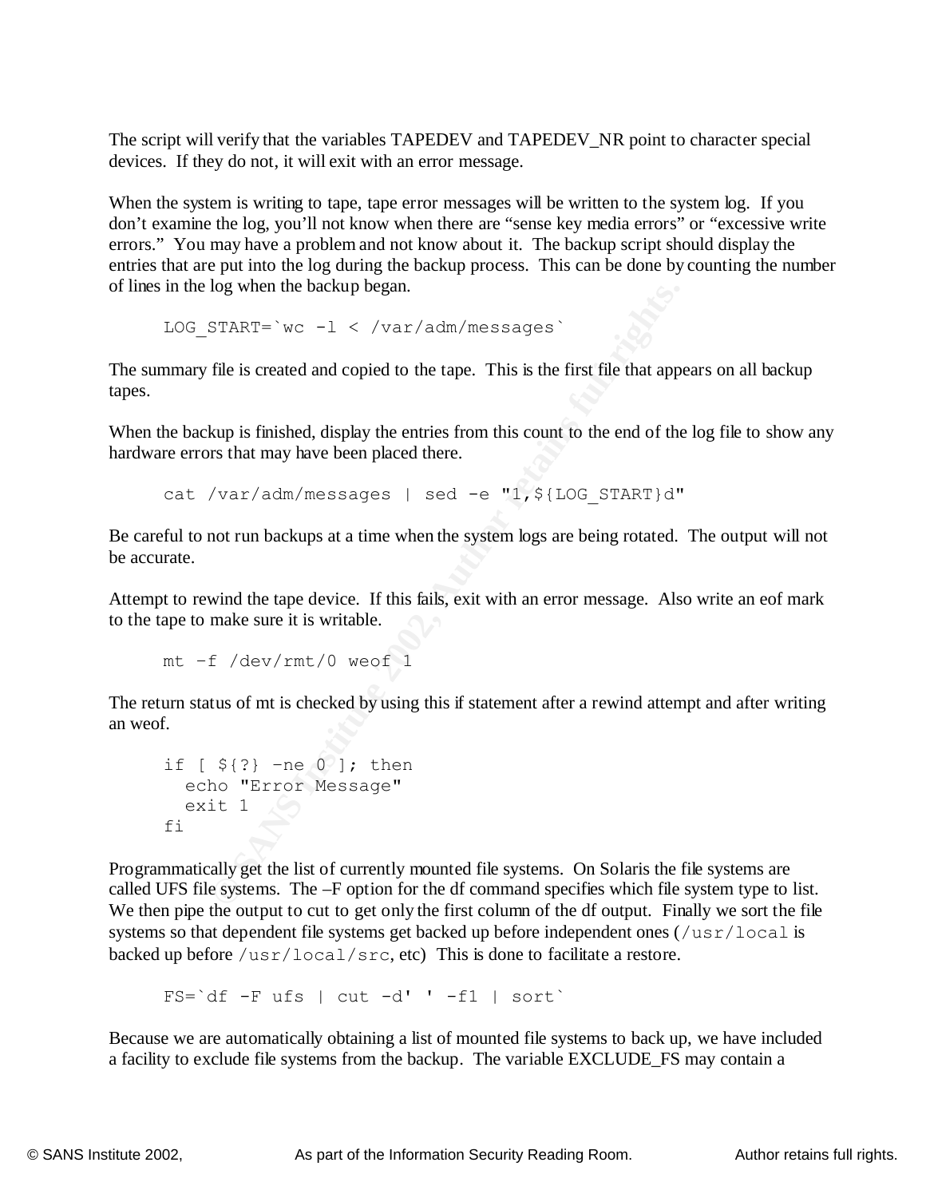The script will verify that the variables TAPEDEV and TAPEDEV_NR point to character special devices. If they do not, it will exit with an error message.

When the system is writing to tape, tape error messages will be written to the system log. If you don't examine the log, you'll not know when there are "sense key media errors" or "excessive write errors." You may have a problem and not know about it. The backup script should display the entries that are put into the log during the backup process. This can be done by counting the number of lines in the log when the backup began.

```
LOG_START=`wc -l < /var/adm/messages`
```

The summary file is created and copied to the tape. This is the first file that appears on all backup tapes.

When the backup is finished, display the entries from this count to the end of the log file to show any hardware errors that may have been placed there.

```
cat /var/adm/messages | sed -e "1,${LOG_START}d"
```

Be careful to not run backups at a time when the system logs are being rotated. The output will not be accurate.

Attempt to rewind the tape device. If this fails, exit with an error message. Also write an eof mark to the tape to make sure it is writable.

```
mt –f /dev/rmt/0 weof 1
```

The return status of mt is checked by using this if statement after a rewind attempt and after writing an weof.

```
if [ ${?} –ne 0 ]; then
  echo "Error Message"
  exit 1
fi
```

Programmatically get the list of currently mounted file systems. On Solaris the file systems are called UFS file systems. The –F option for the df command specifies which file system type to list. We then pipe the output to cut to get only the first column of the df output. Finally we sort the file systems so that dependent file systems get backed up before independent ones (`/usr/local` is backed up before `/usr/local/src`, etc) This is done to facilitate a restore.

```
FS=`df -F ufs | cut -d' ' -f1 | sort`
```

Because we are automatically obtaining a list of mounted file systems to back up, we have included a facility to exclude file systems from the backup. The variable EXCLUDE_FS may contain a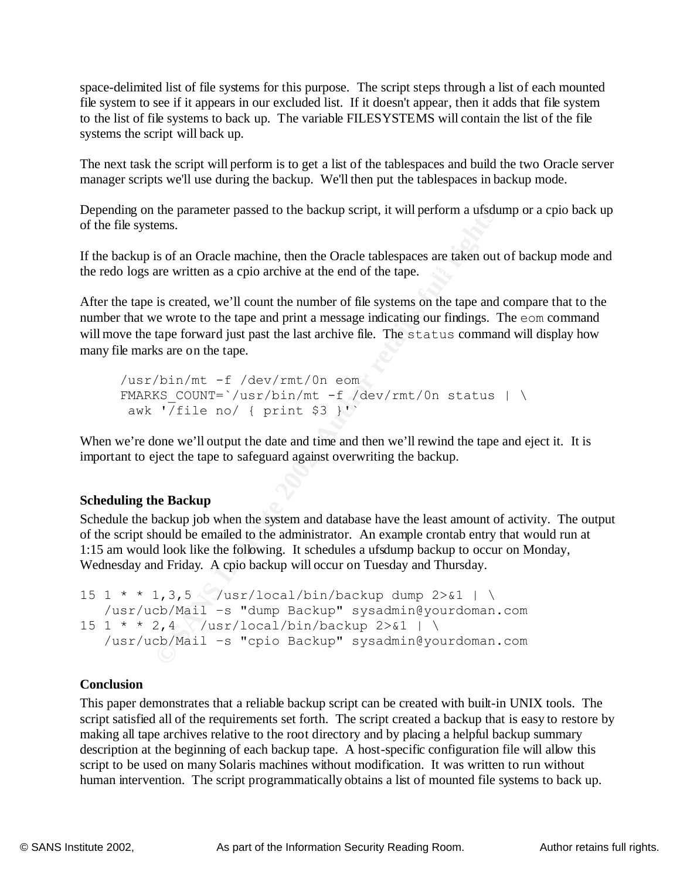space-delimited list of file systems for this purpose. The script steps through a list of each mounted file system to see if it appears in our excluded list. If it doesn't appear, then it adds that file system to the list of file systems to back up. The variable FILESYSTEMS will contain the list of the file systems the script will back up.

The next task the script will perform is to get a list of the tablespaces and build the two Oracle server manager scripts we'll use during the backup. We'll then put the tablespaces in backup mode.

Depending on the parameter passed to the backup script, it will perform a ufsdump or a cpio back up of the file systems.

If the backup is of an Oracle machine, then the Oracle tablespaces are taken out of backup mode and the redo logs are written as a cpio archive at the end of the tape.

After the tape is created, we'll count the number of file systems on the tape and compare that to the number that we wrote to the tape and print a message indicating our findings. The `eom` command will move the tape forward just past the last archive file. The `status` command will display how many file marks are on the tape.

```
/usr/bin/mt -f /dev/rmt/0n eom
FMARKS_COUNT=`/usr/bin/mt -f /dev/rmt/0n status | \
 awk '/file no/ { print $3 }'`
```

When we're done we'll output the date and time and then we'll rewind the tape and eject it. It is important to eject the tape to safeguard against overwriting the backup.

### Scheduling the Backup

Schedule the backup job when the system and database have the least amount of activity. The output of the script should be emailed to the administrator. An example crontab entry that would run at 1:15 am would look like the following. It schedules a ufsdump backup to occur on Monday, Wednesday and Friday. A cpio backup will occur on Tuesday and Thursday.

```
15 1 * * 1,3,5  /usr/local/bin/backup dump 2>&1 | \
   /usr/ucb/Mail –s "dump Backup" sysadmin@yourdoman.com
15 1 * * 2,4  /usr/local/bin/backup 2>&1 | \
   /usr/ucb/Mail –s "cpio Backup" sysadmin@yourdoman.com
```

### Conclusion

This paper demonstrates that a reliable backup script can be created with built-in UNIX tools. The script satisfied all of the requirements set forth. The script created a backup that is easy to restore by making all tape archives relative to the root directory and by placing a helpful backup summary description at the beginning of each backup tape. A host-specific configuration file will allow this script to be used on many Solaris machines without modification. It was written to run without human intervention. The script programmatically obtains a list of mounted file systems to back up.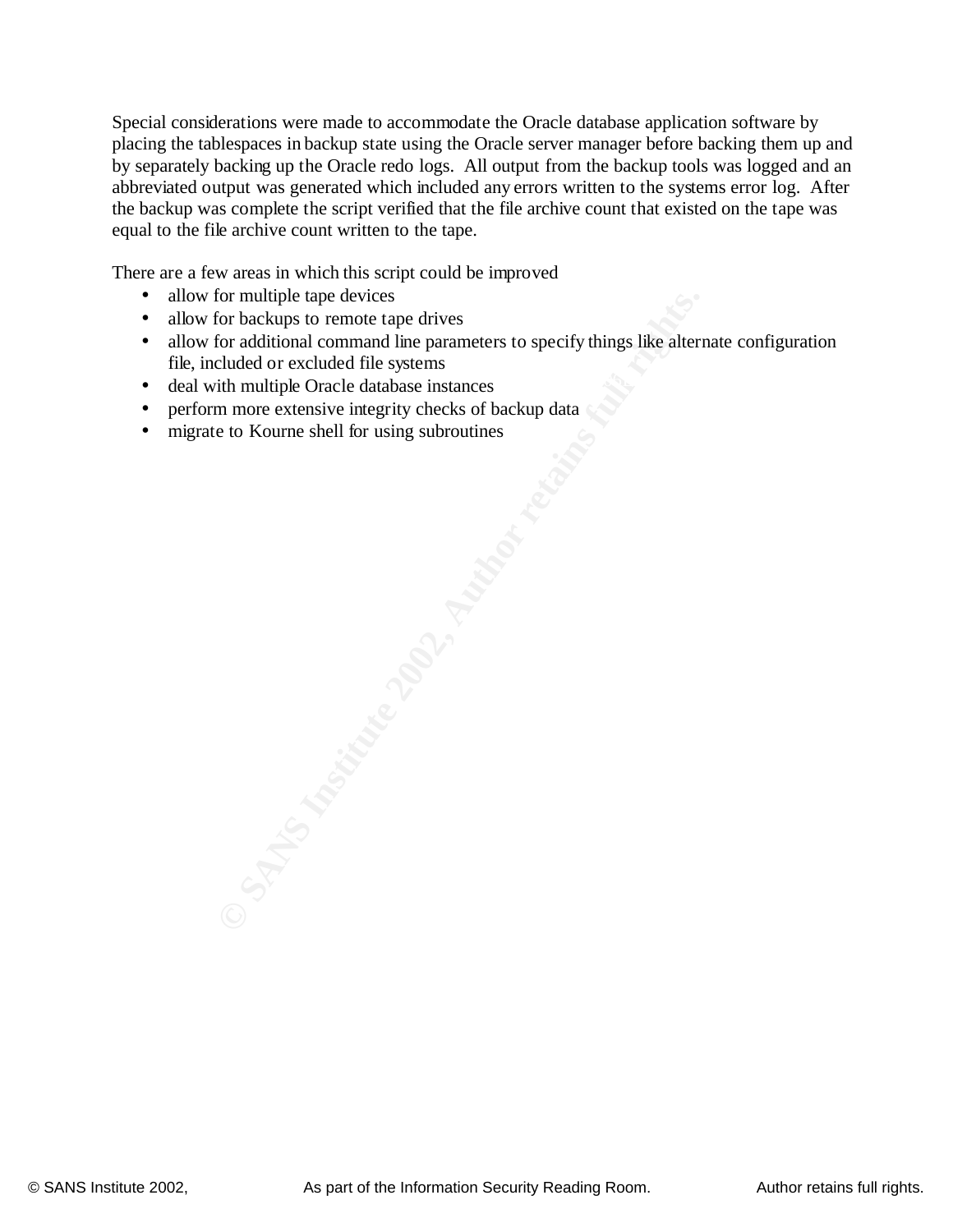Special considerations were made to accommodate the Oracle database application software by placing the tablespaces in backup state using the Oracle server manager before backing them up and by separately backing up the Oracle redo logs. All output from the backup tools was logged and an abbreviated output was generated which included any errors written to the systems error log. After the backup was complete the script verified that the file archive count that existed on the tape was equal to the file archive count written to the tape.

There are a few areas in which this script could be improved

- allow for multiple tape devices
- allow for backups to remote tape drives
- allow for additional command line parameters to specify things like alternate configuration file, included or excluded file systems
- deal with multiple Oracle database instances
- perform more extensive integrity checks of backup data
- migrate to Kourne shell for using subroutines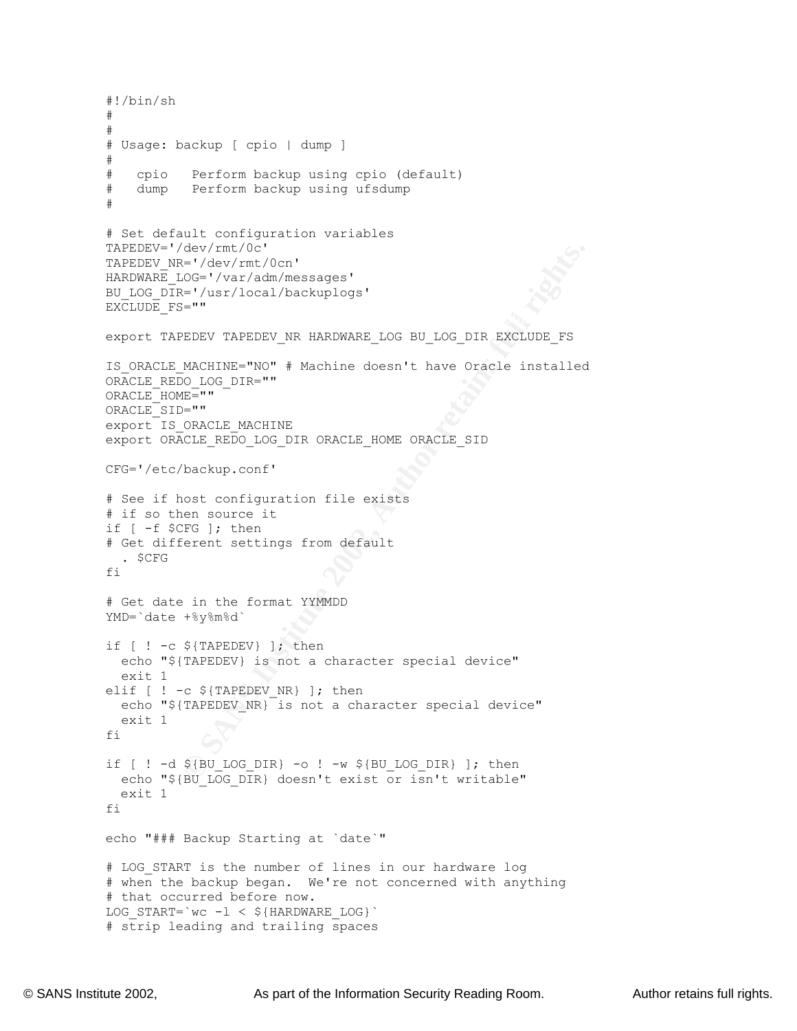```
#!/bin/sh
#
#
# Usage: backup [ cpio | dump ]
#
#   cpio   Perform backup using cpio (default)
#   dump   Perform backup using ufsdump
#

# Set default configuration variables
TAPEDEV='/dev/rmt/0c'
TAPEDEV_NR='/dev/rmt/0cn'
HARDWARE_LOG='/var/adm/messages'
BU_LOG_DIR='/usr/local/backuplogs'
EXCLUDE_FS=""

export TAPEDEV TAPEDEV_NR HARDWARE_LOG BU_LOG_DIR EXCLUDE_FS

IS_ORACLE_MACHINE="NO" # Machine doesn't have Oracle installed
ORACLE_REDO_LOG_DIR=""
ORACLE_HOME=""
ORACLE_SID=""
export IS_ORACLE_MACHINE
export ORACLE_REDO_LOG_DIR ORACLE_HOME ORACLE_SID

CFG='/etc/backup.conf'

# See if host configuration file exists
# if so then source it
if [ -f $CFG ]; then
# Get different settings from default
  . $CFG
fi

# Get date in the format YYMMDD
YMD=`date +%y%m%d`

if [ ! -c ${TAPEDEV} ]; then
  echo "${TAPEDEV} is not a character special device"
  exit 1
elif [ ! -c ${TAPEDEV_NR} ]; then
  echo "${TAPEDEV_NR} is not a character special device"
  exit 1
fi

if [ ! -d ${BU_LOG_DIR} -o ! -w ${BU_LOG_DIR} ]; then
  echo "${BU_LOG_DIR} doesn't exist or isn't writable"
  exit 1
fi

echo "### Backup Starting at `date`"

# LOG_START is the number of lines in our hardware log
# when the backup began.  We're not concerned with anything
# that occurred before now.
LOG_START=`wc -l < ${HARDWARE_LOG}`
# strip leading and trailing spaces
```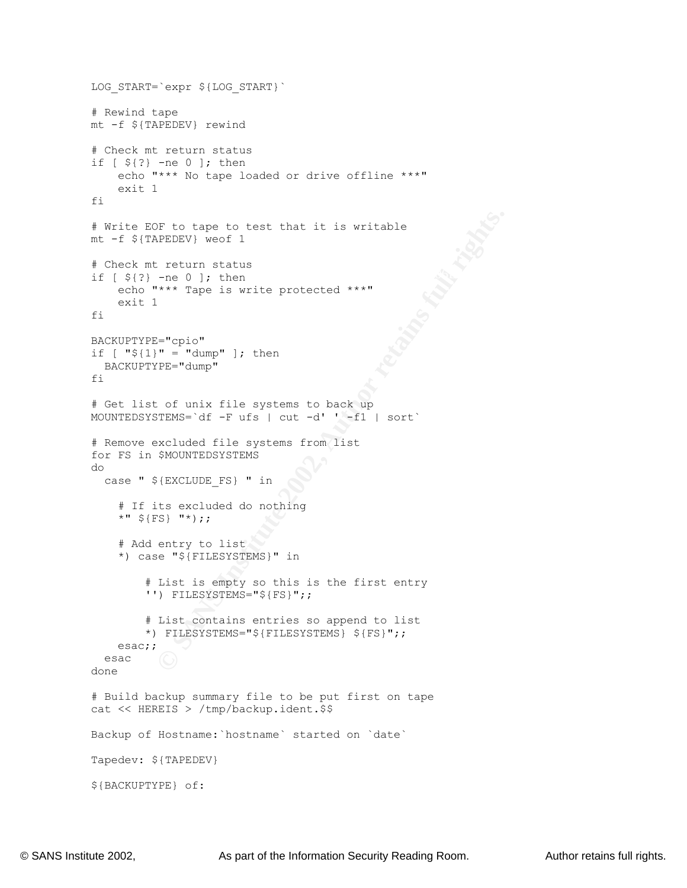```
LOG_START=`expr ${LOG_START}`

# Rewind tape
mt -f ${TAPEDEV} rewind

# Check mt return status
if [ ${?} -ne 0 ]; then
    echo "*** No tape loaded or drive offline ***"
    exit 1
fi

# Write EOF to tape to test that it is writable
mt -f ${TAPEDEV} weof 1

# Check mt return status
if [ ${?} -ne 0 ]; then
    echo "*** Tape is write protected ***"
    exit 1
fi

BACKUPTYPE="cpio"
if [ "${1}" = "dump" ]; then
  BACKUPTYPE="dump"
fi

# Get list of unix file systems to back up
MOUNTEDSYSTEMS=`df -F ufs | cut -d' ' -f1 | sort`

# Remove excluded file systems from list
for FS in $MOUNTEDSYSTEMS
do
  case " ${EXCLUDE_FS} " in

    # If its excluded do nothing
    *" ${FS} "*);;

    # Add entry to list
    *) case "${FILESYSTEMS}" in

        # List is empty so this is the first entry
        '') FILESYSTEMS="${FS}";;

        # List contains entries so append to list
        *) FILESYSTEMS="${FILESYSTEMS} ${FS}";;
    esac;;
  esac
done

# Build backup summary file to be put first on tape
cat << HEREIS > /tmp/backup.ident.$$

Backup of Hostname:`hostname` started on `date`

Tapedev: ${TAPEDEV}

${BACKUPTYPE} of:
```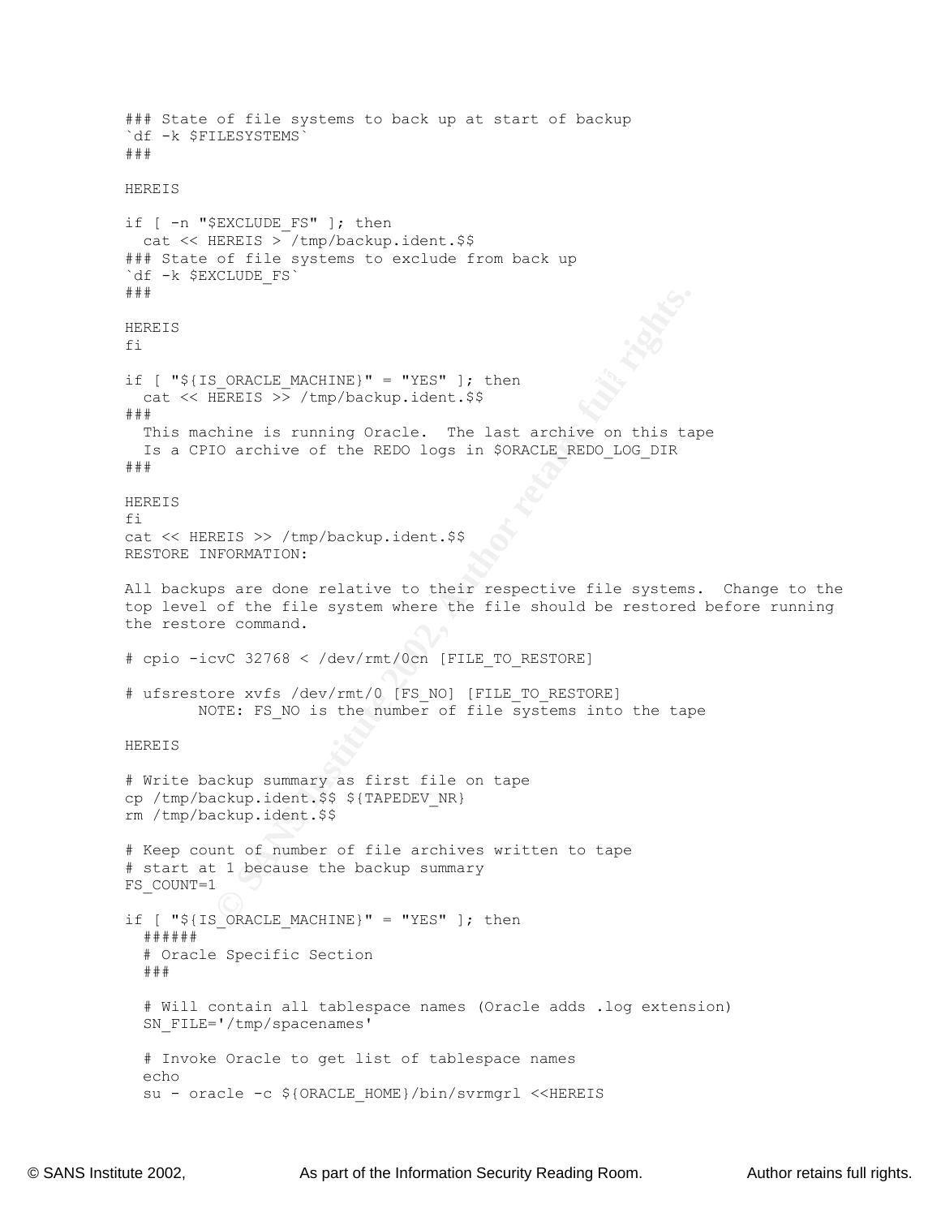```
### State of file systems to back up at start of backup
`df -k $FILESYSTEMS`
###

HEREIS

if [ -n "$EXCLUDE_FS" ]; then
  cat << HEREIS > /tmp/backup.ident.$$
### State of file systems to exclude from back up
`df -k $EXCLUDE_FS`
###

HEREIS
fi

if [ "${IS_ORACLE_MACHINE}" = "YES" ]; then
  cat << HEREIS >> /tmp/backup.ident.$$
###
  This machine is running Oracle.  The last archive on this tape
  Is a CPIO archive of the REDO logs in $ORACLE_REDO_LOG_DIR
###

HEREIS
fi
cat << HEREIS >> /tmp/backup.ident.$$
RESTORE INFORMATION:

All backups are done relative to their respective file systems.  Change to the
top level of the file system where the file should be restored before running
the restore command.

# cpio -icvC 32768 < /dev/rmt/0cn [FILE_TO_RESTORE]

# ufsrestore xvfs /dev/rmt/0 [FS_NO] [FILE_TO_RESTORE]
        NOTE: FS_NO is the number of file systems into the tape

HEREIS

# Write backup summary as first file on tape
cp /tmp/backup.ident.$$ ${TAPEDEV_NR}
rm /tmp/backup.ident.$$

# Keep count of number of file archives written to tape
# start at 1 because the backup summary
FS_COUNT=1

if [ "${IS_ORACLE_MACHINE}" = "YES" ]; then
  ######
  # Oracle Specific Section
  ###

  # Will contain all tablespace names (Oracle adds .log extension)
  SN_FILE='/tmp/spacenames'

  # Invoke Oracle to get list of tablespace names
  echo
  su - oracle -c ${ORACLE_HOME}/bin/svrmgrl <<HEREIS
```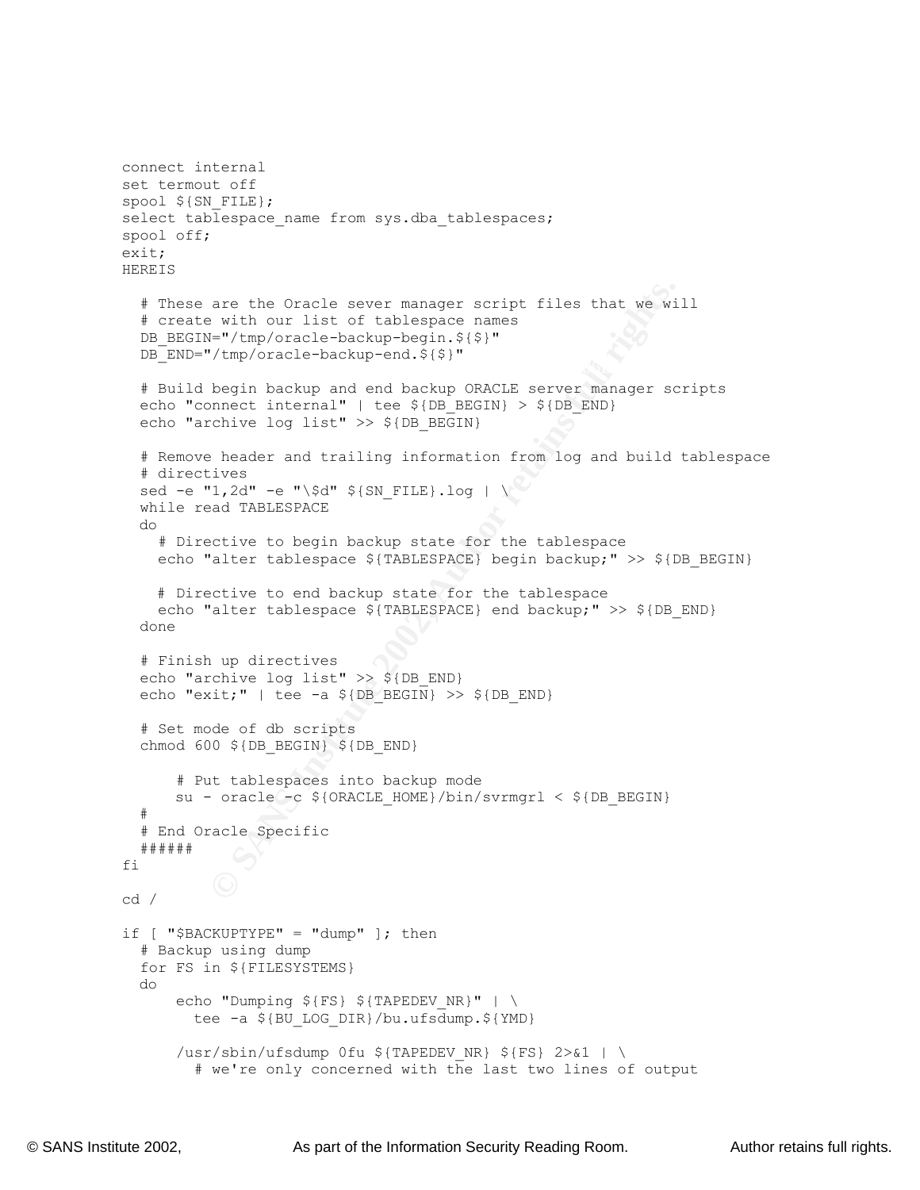```
connect internal
set termout off
spool ${SN_FILE};
select tablespace_name from sys.dba_tablespaces;
spool off;
exit;
HEREIS

  # These are the Oracle sever manager script files that we will
  # create with our list of tablespace names
  DB_BEGIN="/tmp/oracle-backup-begin.${$}"
  DB_END="/tmp/oracle-backup-end.${$}"

  # Build begin backup and end backup ORACLE server manager scripts
  echo "connect internal" | tee ${DB_BEGIN} > ${DB_END}
  echo "archive log list" >> ${DB_BEGIN}

  # Remove header and trailing information from log and build tablespace
  # directives
  sed -e "1,2d" -e "\$d" ${SN_FILE}.log | \
  while read TABLESPACE
  do
    # Directive to begin backup state for the tablespace
    echo "alter tablespace ${TABLESPACE} begin backup;" >> ${DB_BEGIN}

    # Directive to end backup state for the tablespace
    echo "alter tablespace ${TABLESPACE} end backup;" >> ${DB_END}
  done

  # Finish up directives
  echo "archive log list" >> ${DB_END}
  echo "exit;" | tee -a ${DB_BEGIN} >> ${DB_END}

  # Set mode of db scripts
  chmod 600 ${DB_BEGIN} ${DB_END}

      # Put tablespaces into backup mode
      su - oracle -c ${ORACLE_HOME}/bin/svrmgrl < ${DB_BEGIN}
  #
  # End Oracle Specific
  ######
fi

cd /

if [ "$BACKUPTYPE" = "dump" ]; then
  # Backup using dump
  for FS in ${FILESYSTEMS}
  do
      echo "Dumping ${FS} ${TAPEDEV_NR}" | \
        tee -a ${BU_LOG_DIR}/bu.ufsdump.${YMD}

      /usr/sbin/ufsdump 0fu ${TAPEDEV_NR} ${FS} 2>&1 | \
        # we're only concerned with the last two lines of output
```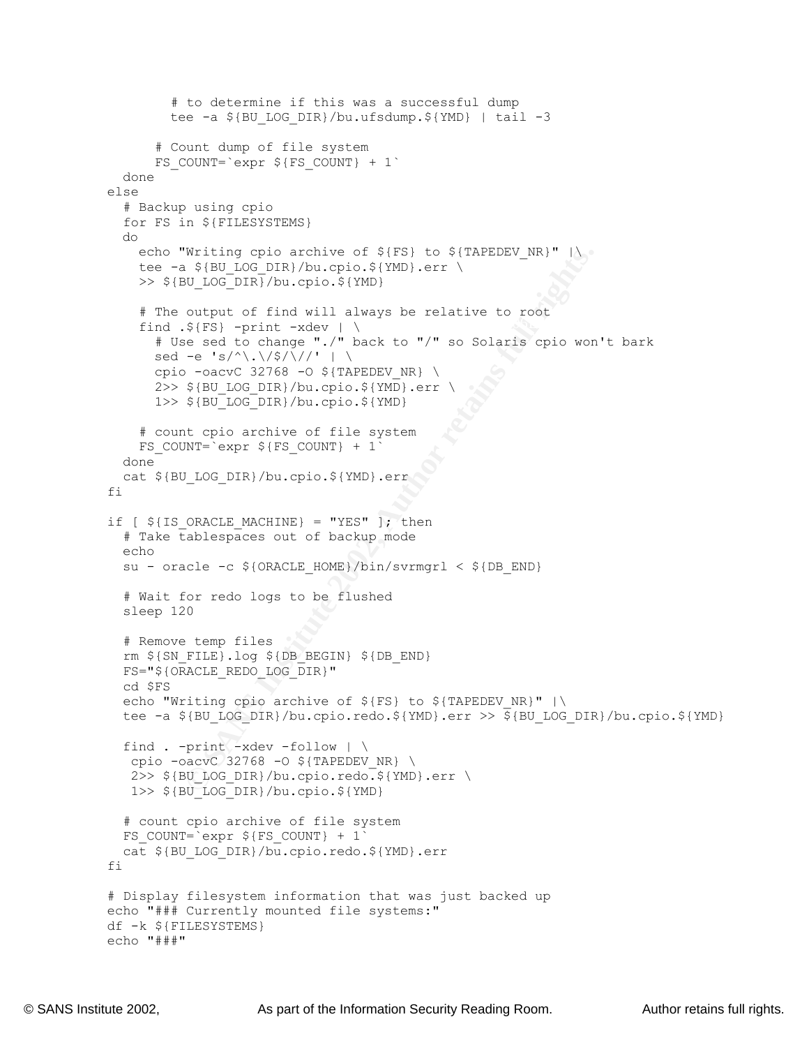```
        # to determine if this was a successful dump
        tee -a ${BU_LOG_DIR}/bu.ufsdump.${YMD} | tail -3

      # Count dump of file system
      FS_COUNT=`expr ${FS_COUNT} + 1`
  done
else
  # Backup using cpio
  for FS in ${FILESYSTEMS}
  do
    echo "Writing cpio archive of ${FS} to ${TAPEDEV_NR}" |\
    tee -a ${BU_LOG_DIR}/bu.cpio.${YMD}.err \
    >> ${BU_LOG_DIR}/bu.cpio.${YMD}

    # The output of find will always be relative to root
    find .${FS} -print -xdev | \
      # Use sed to change "./" back to "/" so Solaris cpio won't bark
      sed -e 's/^\.\/$/\//' | \
      cpio -oacvC 32768 -O ${TAPEDEV_NR} \
      2>> ${BU_LOG_DIR}/bu.cpio.${YMD}.err \
      1>> ${BU_LOG_DIR}/bu.cpio.${YMD}

    # count cpio archive of file system
    FS_COUNT=`expr ${FS_COUNT} + 1`
  done
  cat ${BU_LOG_DIR}/bu.cpio.${YMD}.err
fi

if [ ${IS_ORACLE_MACHINE} = "YES" ]; then
  # Take tablespaces out of backup mode
  echo
  su - oracle -c ${ORACLE_HOME}/bin/svrmgrl < ${DB_END}

  # Wait for redo logs to be flushed
  sleep 120

  # Remove temp files
  rm ${SN_FILE}.log ${DB_BEGIN} ${DB_END}
  FS="${ORACLE_REDO_LOG_DIR}"
  cd $FS
  echo "Writing cpio archive of ${FS} to ${TAPEDEV_NR}" |\
  tee -a ${BU_LOG_DIR}/bu.cpio.redo.${YMD}.err >> ${BU_LOG_DIR}/bu.cpio.${YMD}

  find . -print -xdev -follow | \
   cpio -oacvC 32768 -O ${TAPEDEV_NR} \
   2>> ${BU_LOG_DIR}/bu.cpio.redo.${YMD}.err \
   1>> ${BU_LOG_DIR}/bu.cpio.${YMD}

  # count cpio archive of file system
  FS_COUNT=`expr ${FS_COUNT} + 1`
  cat ${BU_LOG_DIR}/bu.cpio.redo.${YMD}.err
fi

# Display filesystem information that was just backed up
echo "### Currently mounted file systems:"
df -k ${FILESYSTEMS}
echo "###"
```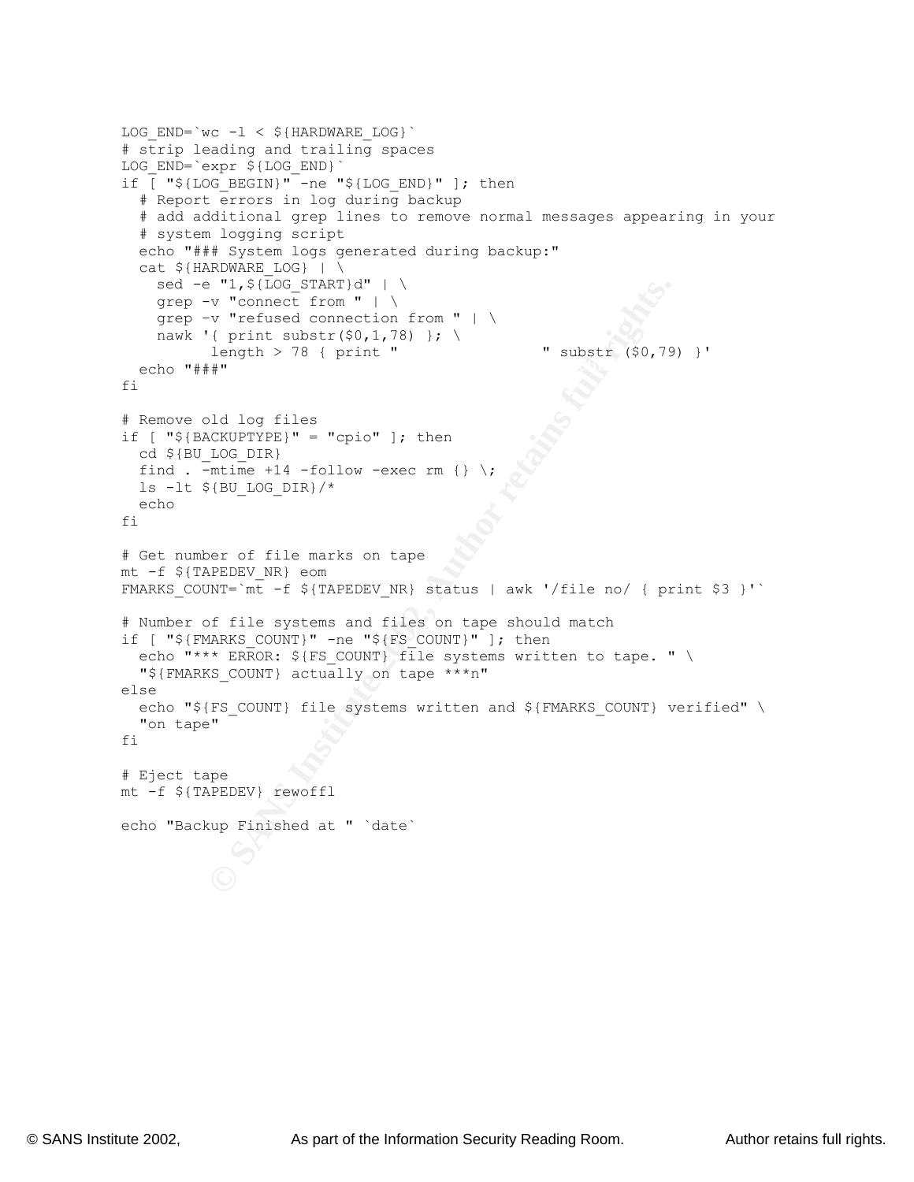```
LOG_END=`wc -l < ${HARDWARE_LOG}`
# strip leading and trailing spaces
LOG_END=`expr ${LOG_END}`
if [ "${LOG_BEGIN}" -ne "${LOG_END}" ]; then
  # Report errors in log during backup
  # add additional grep lines to remove normal messages appearing in your
  # system logging script
  echo "### System logs generated during backup:"
  cat ${HARDWARE_LOG} | \
    sed -e "1,${LOG_START}d" | \
    grep -v "connect from " | \
    grep -v "refused connection from " | \
    nawk '{ print substr($0,1,78) }; \
         length > 78 { print "                " substr ($0,79) }'
  echo "###"
fi

# Remove old log files
if [ "${BACKUPTYPE}" = "cpio" ]; then
  cd ${BU_LOG_DIR}
  find . -mtime +14 -follow -exec rm {} \;
  ls -lt ${BU_LOG_DIR}/*
  echo
fi

# Get number of file marks on tape
mt -f ${TAPEDEV_NR} eom
FMARKS_COUNT=`mt -f ${TAPEDEV_NR} status | awk '/file no/ { print $3 }'`

# Number of file systems and files on tape should match
if [ "${FMARKS_COUNT}" -ne "${FS_COUNT}" ]; then
  echo "*** ERROR: ${FS_COUNT} file systems written to tape. " \
  "${FMARKS_COUNT} actually on tape ***n"
else
  echo "${FS_COUNT} file systems written and ${FMARKS_COUNT} verified" \
  "on tape"
fi

# Eject tape
mt -f ${TAPEDEV} rewoffl

echo "Backup Finished at " `date`
```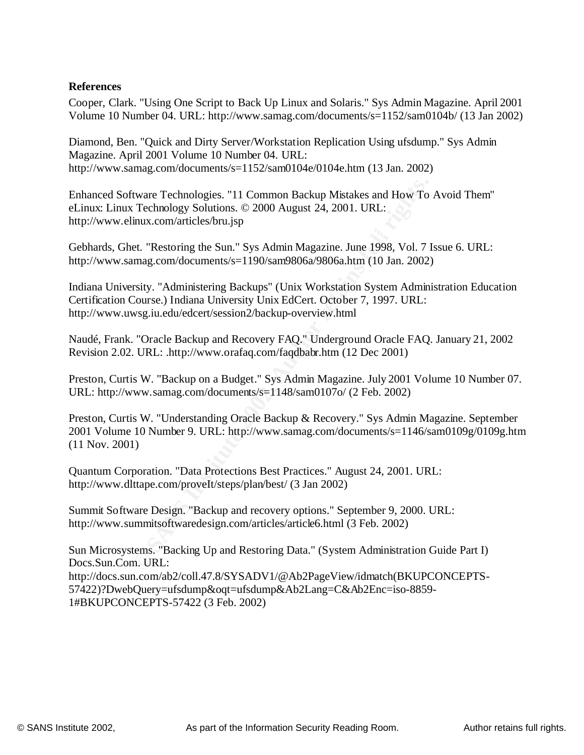**References**

Cooper, Clark. "Using One Script to Back Up Linux and Solaris." Sys Admin Magazine. April 2001 Volume 10 Number 04. URL: http://www.samag.com/documents/s=1152/sam0104b/ (13 Jan 2002)

Diamond, Ben. "Quick and Dirty Server/Workstation Replication Using ufsdump." Sys Admin Magazine. April 2001 Volume 10 Number 04. URL: http://www.samag.com/documents/s=1152/sam0104e/0104e.htm (13 Jan. 2002)

Enhanced Software Technologies. "11 Common Backup Mistakes and How To Avoid Them" eLinux: Linux Technology Solutions. © 2000 August 24, 2001. URL: http://www.elinux.com/articles/bru.jsp

Gebhards, Ghet. "Restoring the Sun." Sys Admin Magazine. June 1998, Vol. 7 Issue 6. URL: http://www.samag.com/documents/s=1190/sam9806a/9806a.htm (10 Jan. 2002)

Indiana University. "Administering Backups" (Unix Workstation System Administration Education Certification Course.) Indiana University Unix EdCert. October 7, 1997. URL: http://www.uwsg.iu.edu/edcert/session2/backup-overview.html

Naudé, Frank. "Oracle Backup and Recovery FAQ." Underground Oracle FAQ. January 21, 2002 Revision 2.02. URL: .http://www.orafaq.com/faqdbabr.htm (12 Dec 2001)

Preston, Curtis W. "Backup on a Budget." Sys Admin Magazine. July 2001 Volume 10 Number 07. URL: http://www.samag.com/documents/s=1148/sam0107o/ (2 Feb. 2002)

Preston, Curtis W. "Understanding Oracle Backup & Recovery." Sys Admin Magazine. September 2001 Volume 10 Number 9. URL: http://www.samag.com/documents/s=1146/sam0109g/0109g.htm (11 Nov. 2001)

Quantum Corporation. "Data Protections Best Practices." August 24, 2001. URL: http://www.dlttape.com/proveIt/steps/plan/best/ (3 Jan 2002)

Summit Software Design. "Backup and recovery options." September 9, 2000. URL: http://www.summitsoftwaredesign.com/articles/article6.html (3 Feb. 2002)

Sun Microsystems. "Backing Up and Restoring Data." (System Administration Guide Part I) Docs.Sun.Com. URL: http://docs.sun.com/ab2/coll.47.8/SYSADV1/@Ab2PageView/idmatch(BKUPCONCEPTS-57422)?DwebQuery=ufsdump&oqt=ufsdump&Ab2Lang=C&Ab2Enc=iso-8859-1#BKUPCONCEPTS-57422 (3 Feb. 2002)